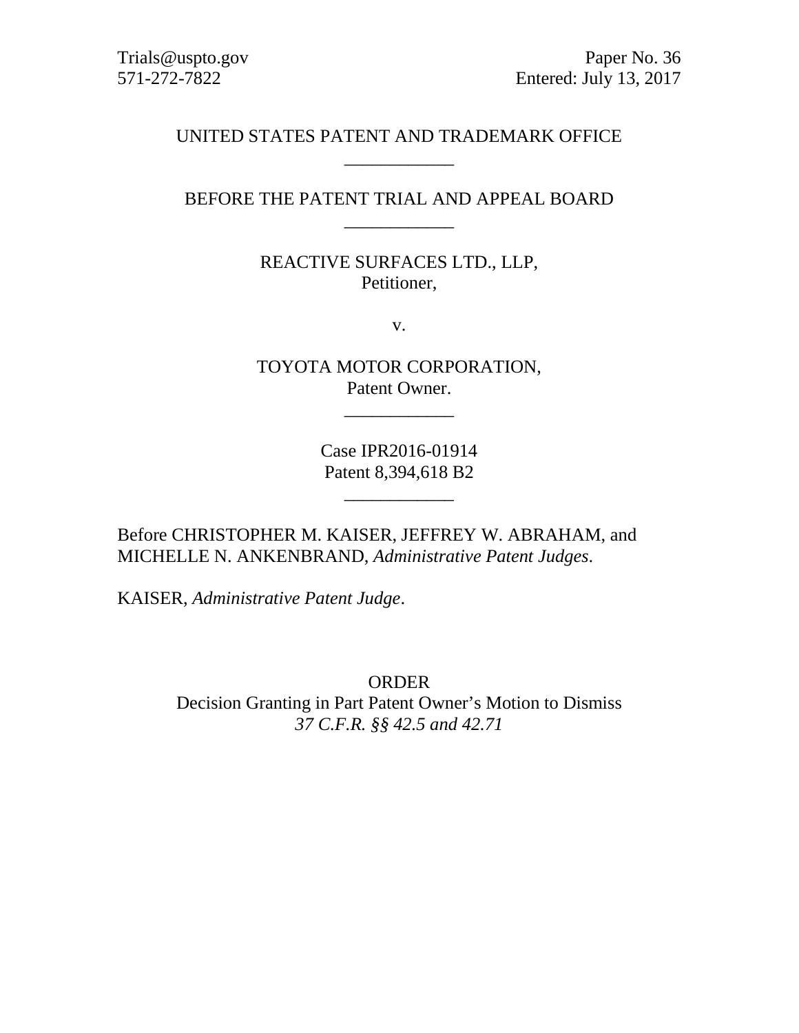Trials@uspto.gov
571-272-7822

Paper No. 36
Entered: July 13, 2017

UNITED STATES PATENT AND TRADEMARK OFFICE

---

BEFORE THE PATENT TRIAL AND APPEAL BOARD

---

REACTIVE SURFACES LTD., LLP,
Petitioner,

v.

TOYOTA MOTOR CORPORATION,
Patent Owner.

---

Case IPR2016-01914
Patent 8,394,618 B2

---

Before CHRISTOPHER M. KAISER, JEFFREY W. ABRAHAM, and MICHELLE N. ANKENBRAND, *Administrative Patent Judges*.

KAISER, *Administrative Patent Judge*.

ORDER
Decision Granting in Part Patent Owner's Motion to Dismiss
*37 C.F.R. §§ 42.5 and 42.71*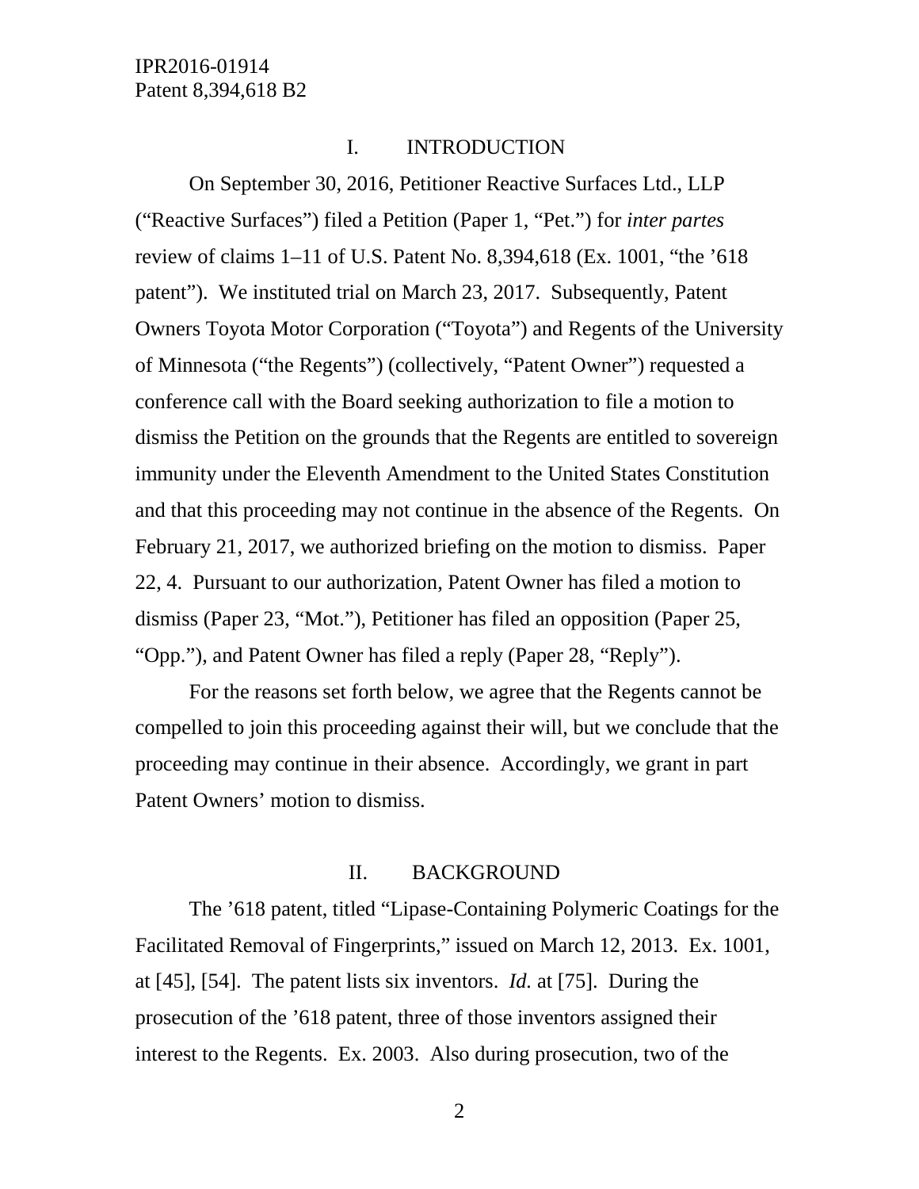## I. INTRODUCTION

On September 30, 2016, Petitioner Reactive Surfaces Ltd., LLP ("Reactive Surfaces") filed a Petition (Paper 1, "Pet.") for *inter partes* review of claims 1–11 of U.S. Patent No. 8,394,618 (Ex. 1001, "the '618 patent"). We instituted trial on March 23, 2017. Subsequently, Patent Owners Toyota Motor Corporation ("Toyota") and Regents of the University of Minnesota ("the Regents") (collectively, "Patent Owner") requested a conference call with the Board seeking authorization to file a motion to dismiss the Petition on the grounds that the Regents are entitled to sovereign immunity under the Eleventh Amendment to the United States Constitution and that this proceeding may not continue in the absence of the Regents. On February 21, 2017, we authorized briefing on the motion to dismiss. Paper 22, 4. Pursuant to our authorization, Patent Owner has filed a motion to dismiss (Paper 23, "Mot."), Petitioner has filed an opposition (Paper 25, "Opp."), and Patent Owner has filed a reply (Paper 28, "Reply").

For the reasons set forth below, we agree that the Regents cannot be compelled to join this proceeding against their will, but we conclude that the proceeding may continue in their absence. Accordingly, we grant in part Patent Owners' motion to dismiss.

## II. BACKGROUND

The '618 patent, titled "Lipase-Containing Polymeric Coatings for the Facilitated Removal of Fingerprints," issued on March 12, 2013. Ex. 1001, at [45], [54]. The patent lists six inventors. *Id.* at [75]. During the prosecution of the '618 patent, three of those inventors assigned their interest to the Regents. Ex. 2003. Also during prosecution, two of the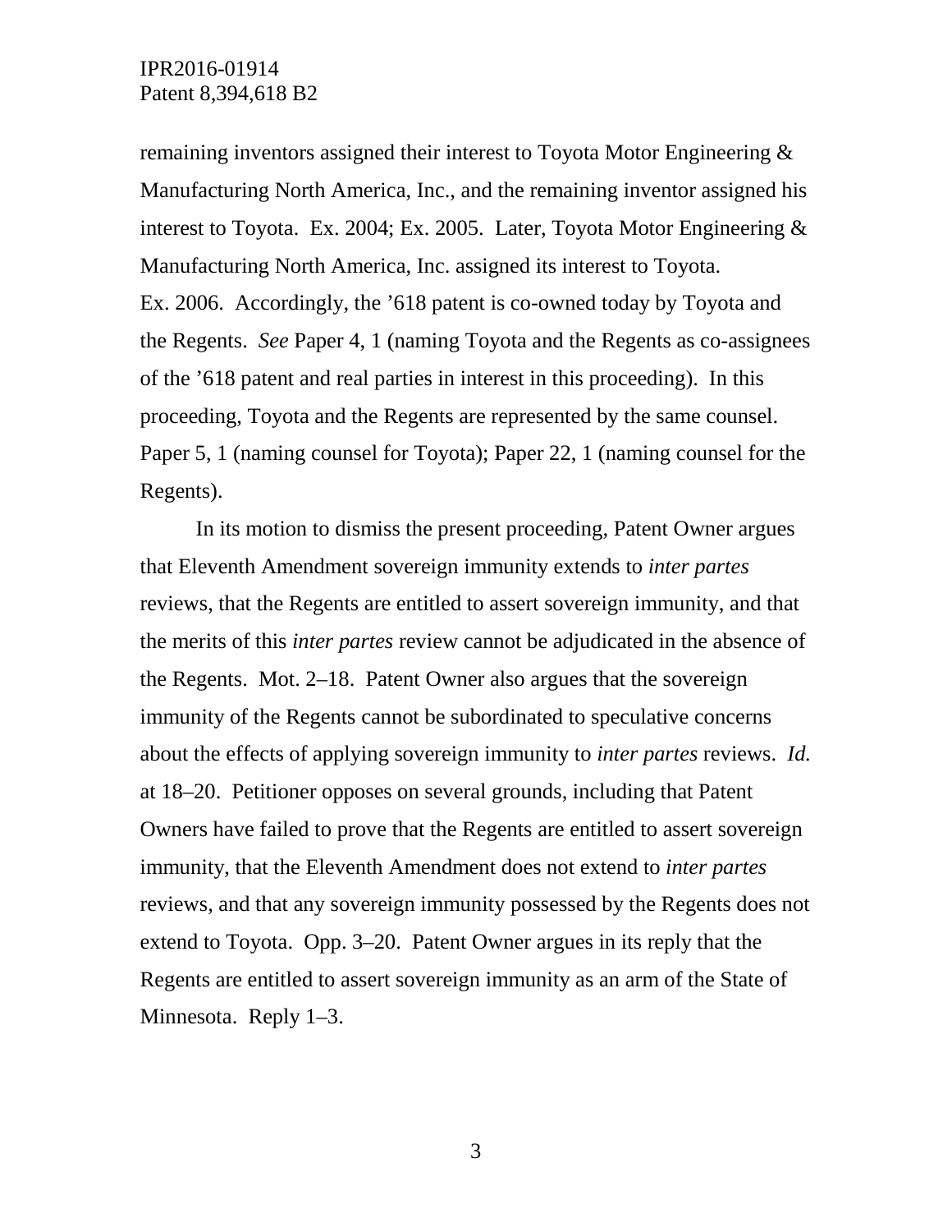remaining inventors assigned their interest to Toyota Motor Engineering & Manufacturing North America, Inc., and the remaining inventor assigned his interest to Toyota. Ex. 2004; Ex. 2005. Later, Toyota Motor Engineering & Manufacturing North America, Inc. assigned its interest to Toyota. Ex. 2006. Accordingly, the '618 patent is co-owned today by Toyota and the Regents. *See* Paper 4, 1 (naming Toyota and the Regents as co-assignees of the '618 patent and real parties in interest in this proceeding). In this proceeding, Toyota and the Regents are represented by the same counsel. Paper 5, 1 (naming counsel for Toyota); Paper 22, 1 (naming counsel for the Regents).

In its motion to dismiss the present proceeding, Patent Owner argues that Eleventh Amendment sovereign immunity extends to *inter partes* reviews, that the Regents are entitled to assert sovereign immunity, and that the merits of this *inter partes* review cannot be adjudicated in the absence of the Regents. Mot. 2–18. Patent Owner also argues that the sovereign immunity of the Regents cannot be subordinated to speculative concerns about the effects of applying sovereign immunity to *inter partes* reviews. *Id.* at 18–20. Petitioner opposes on several grounds, including that Patent Owners have failed to prove that the Regents are entitled to assert sovereign immunity, that the Eleventh Amendment does not extend to *inter partes* reviews, and that any sovereign immunity possessed by the Regents does not extend to Toyota. Opp. 3–20. Patent Owner argues in its reply that the Regents are entitled to assert sovereign immunity as an arm of the State of Minnesota. Reply 1–3.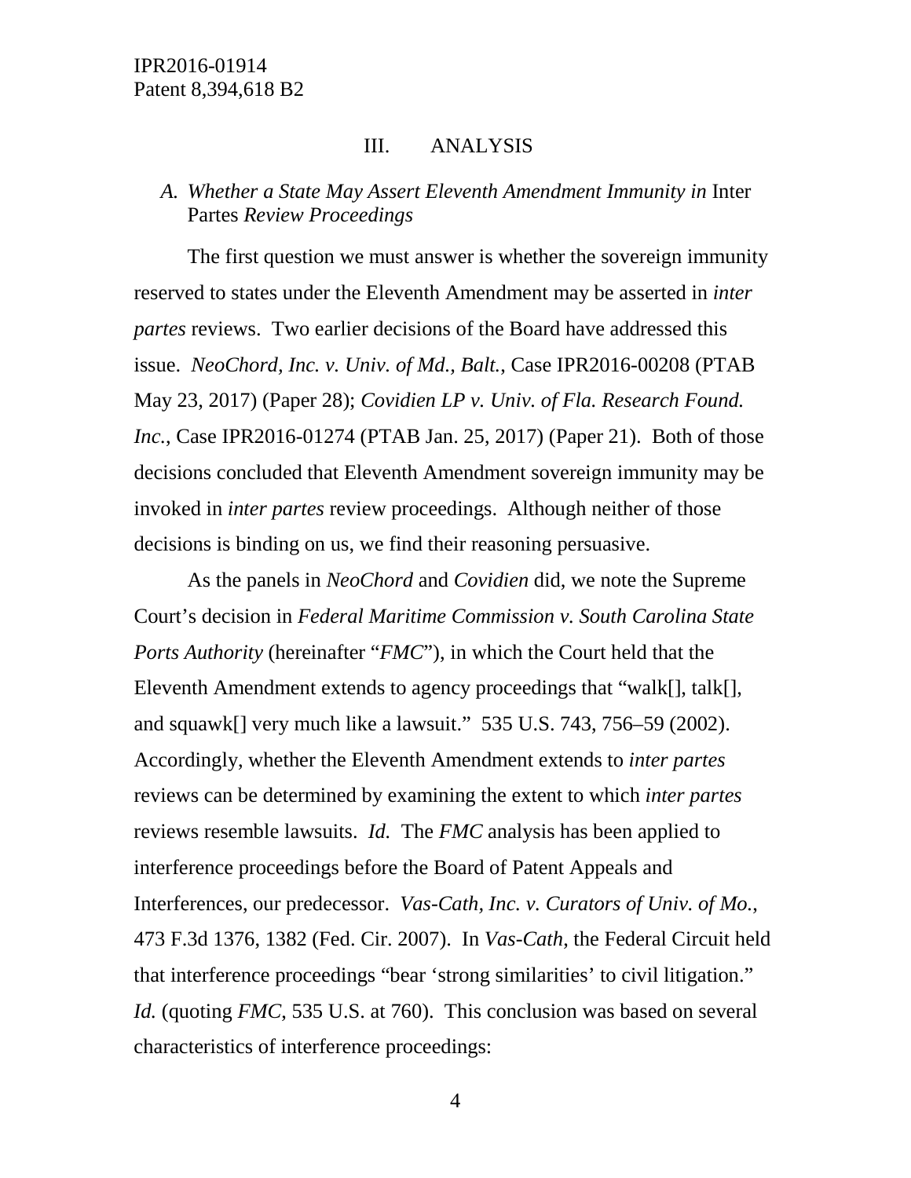### III. ANALYSIS

#### *A. Whether a State May Assert Eleventh Amendment Immunity in* Inter Partes *Review Proceedings*

The first question we must answer is whether the sovereign immunity reserved to states under the Eleventh Amendment may be asserted in *inter partes* reviews. Two earlier decisions of the Board have addressed this issue. *NeoChord, Inc. v. Univ. of Md., Balt.*, Case IPR2016-00208 (PTAB May 23, 2017) (Paper 28); *Covidien LP v. Univ. of Fla. Research Found. Inc.*, Case IPR2016-01274 (PTAB Jan. 25, 2017) (Paper 21). Both of those decisions concluded that Eleventh Amendment sovereign immunity may be invoked in *inter partes* review proceedings. Although neither of those decisions is binding on us, we find their reasoning persuasive.

As the panels in *NeoChord* and *Covidien* did, we note the Supreme Court's decision in *Federal Maritime Commission v. South Carolina State Ports Authority* (hereinafter "*FMC*"), in which the Court held that the Eleventh Amendment extends to agency proceedings that "walk[], talk[], and squawk[] very much like a lawsuit." 535 U.S. 743, 756–59 (2002). Accordingly, whether the Eleventh Amendment extends to *inter partes* reviews can be determined by examining the extent to which *inter partes* reviews resemble lawsuits. *Id.* The *FMC* analysis has been applied to interference proceedings before the Board of Patent Appeals and Interferences, our predecessor. *Vas-Cath, Inc. v. Curators of Univ. of Mo.*, 473 F.3d 1376, 1382 (Fed. Cir. 2007). In *Vas-Cath*, the Federal Circuit held that interference proceedings "bear 'strong similarities' to civil litigation." *Id.* (quoting *FMC*, 535 U.S. at 760). This conclusion was based on several characteristics of interference proceedings: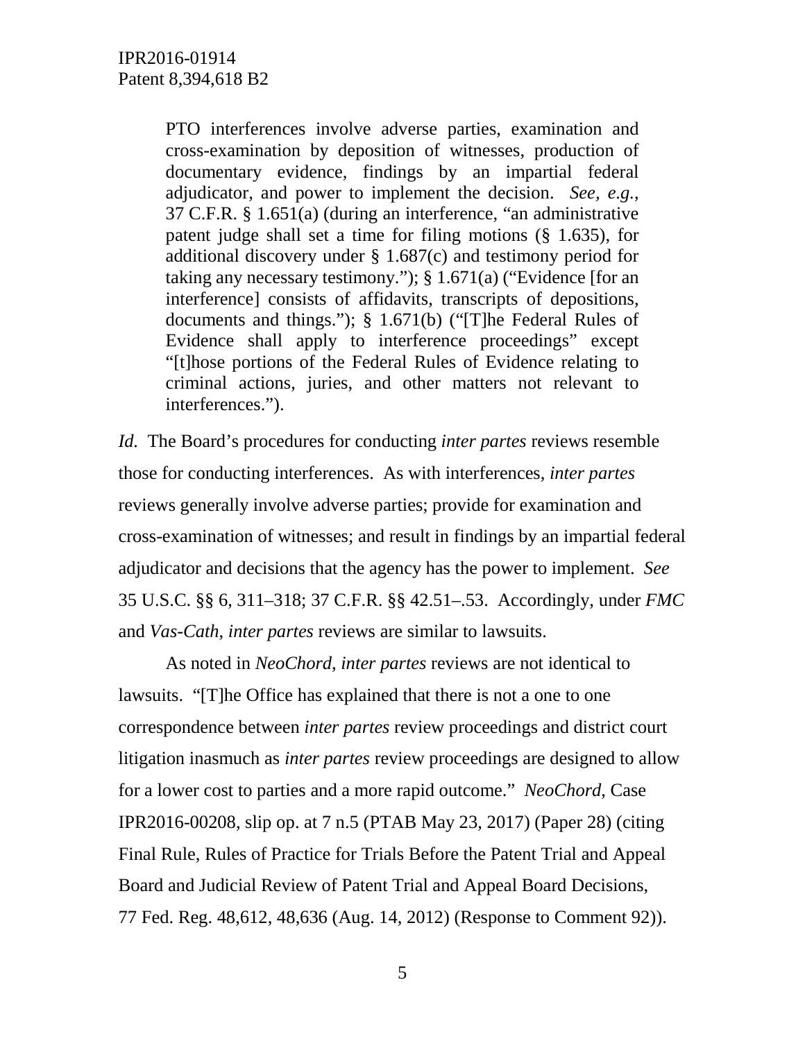> PTO interferences involve adverse parties, examination and cross-examination by deposition of witnesses, production of documentary evidence, findings by an impartial federal adjudicator, and power to implement the decision. *See, e.g.*, 37 C.F.R. § 1.651(a) (during an interference, "an administrative patent judge shall set a time for filing motions (§ 1.635), for additional discovery under § 1.687(c) and testimony period for taking any necessary testimony."); § 1.671(a) ("Evidence [for an interference] consists of affidavits, transcripts of depositions, documents and things."); § 1.671(b) ("[T]he Federal Rules of Evidence shall apply to interference proceedings" except "[t]hose portions of the Federal Rules of Evidence relating to criminal actions, juries, and other matters not relevant to interferences.").

*Id.* The Board's procedures for conducting *inter partes* reviews resemble those for conducting interferences. As with interferences, *inter partes* reviews generally involve adverse parties; provide for examination and cross-examination of witnesses; and result in findings by an impartial federal adjudicator and decisions that the agency has the power to implement. *See* 35 U.S.C. §§ 6, 311–318; 37 C.F.R. §§ 42.51–.53. Accordingly, under *FMC* and *Vas-Cath*, *inter partes* reviews are similar to lawsuits.

As noted in *NeoChord*, *inter partes* reviews are not identical to lawsuits. "[T]he Office has explained that there is not a one to one correspondence between *inter partes* review proceedings and district court litigation inasmuch as *inter partes* review proceedings are designed to allow for a lower cost to parties and a more rapid outcome." *NeoChord*, Case IPR2016-00208, slip op. at 7 n.5 (PTAB May 23, 2017) (Paper 28) (citing Final Rule, Rules of Practice for Trials Before the Patent Trial and Appeal Board and Judicial Review of Patent Trial and Appeal Board Decisions, 77 Fed. Reg. 48,612, 48,636 (Aug. 14, 2012) (Response to Comment 92)).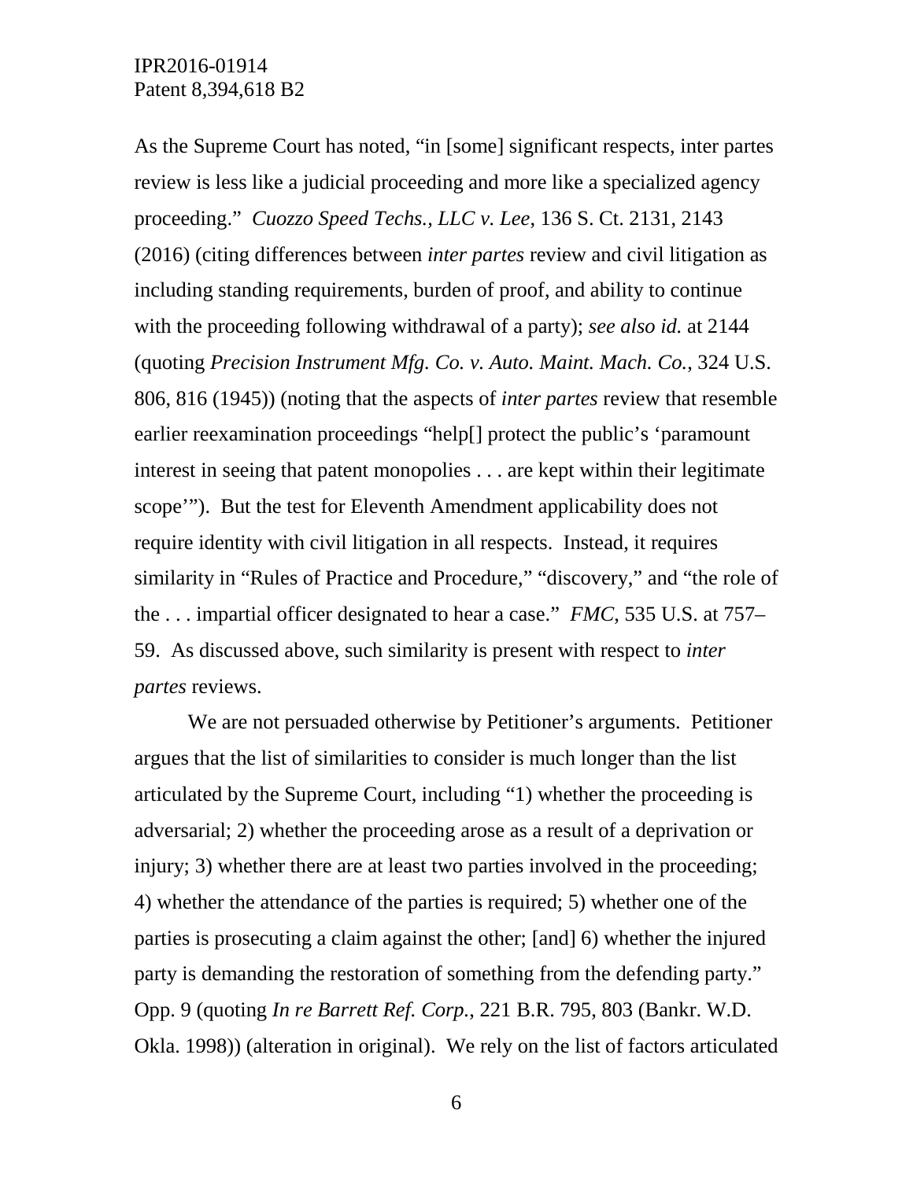As the Supreme Court has noted, "in [some] significant respects, inter partes review is less like a judicial proceeding and more like a specialized agency proceeding." *Cuozzo Speed Techs., LLC v. Lee*, 136 S. Ct. 2131, 2143 (2016) (citing differences between *inter partes* review and civil litigation as including standing requirements, burden of proof, and ability to continue with the proceeding following withdrawal of a party); *see also id.* at 2144 (quoting *Precision Instrument Mfg. Co. v. Auto. Maint. Mach. Co.*, 324 U.S. 806, 816 (1945)) (noting that the aspects of *inter partes* review that resemble earlier reexamination proceedings "help[] protect the public's 'paramount interest in seeing that patent monopolies . . . are kept within their legitimate scope'"). But the test for Eleventh Amendment applicability does not require identity with civil litigation in all respects. Instead, it requires similarity in "Rules of Practice and Procedure," "discovery," and "the role of the . . . impartial officer designated to hear a case." *FMC*, 535 U.S. at 757–59. As discussed above, such similarity is present with respect to *inter partes* reviews.

We are not persuaded otherwise by Petitioner's arguments. Petitioner argues that the list of similarities to consider is much longer than the list articulated by the Supreme Court, including "1) whether the proceeding is adversarial; 2) whether the proceeding arose as a result of a deprivation or injury; 3) whether there are at least two parties involved in the proceeding; 4) whether the attendance of the parties is required; 5) whether one of the parties is prosecuting a claim against the other; [and] 6) whether the injured party is demanding the restoration of something from the defending party." Opp. 9 (quoting *In re Barrett Ref. Corp.*, 221 B.R. 795, 803 (Bankr. W.D. Okla. 1998)) (alteration in original). We rely on the list of factors articulated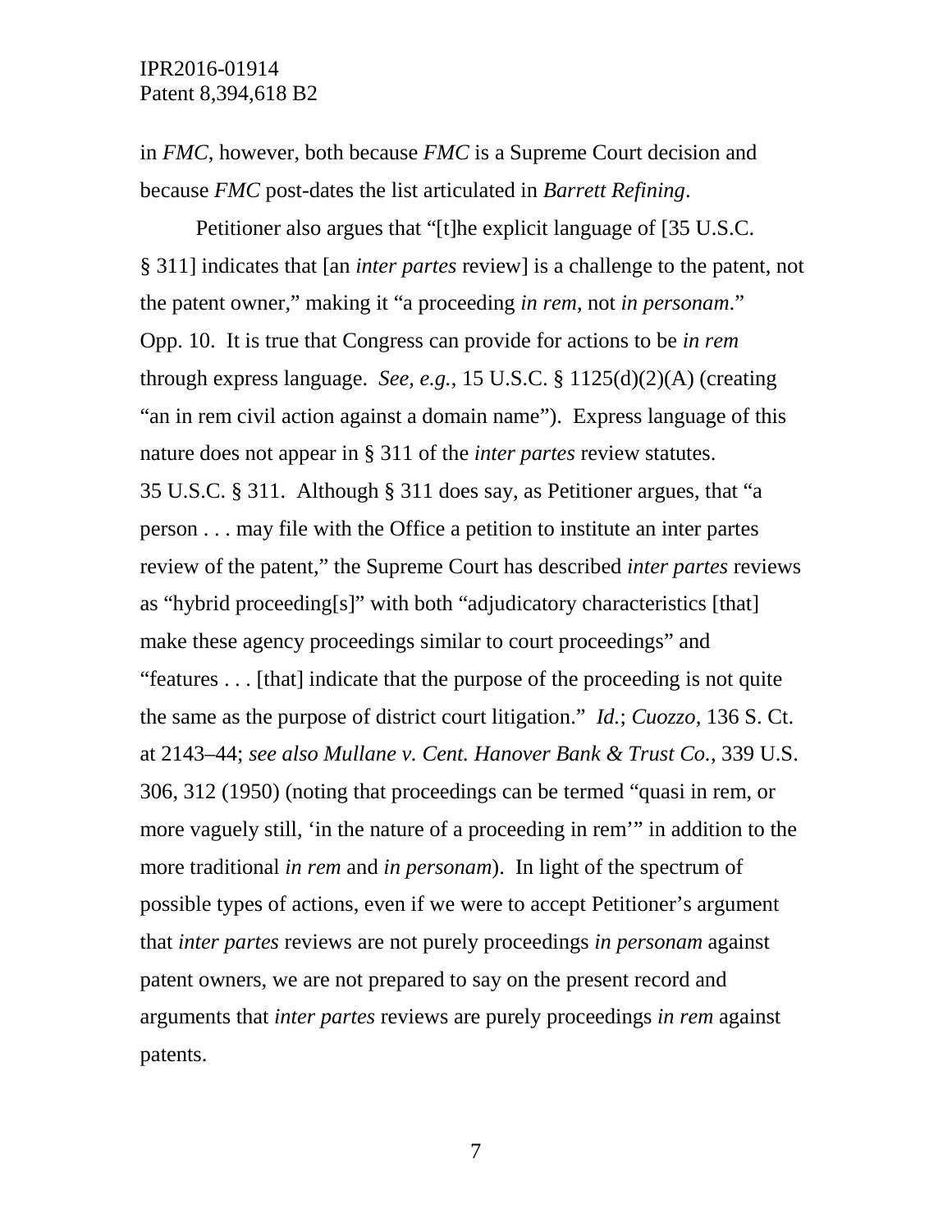in *FMC*, however, both because *FMC* is a Supreme Court decision and because *FMC* post-dates the list articulated in *Barrett Refining*.

Petitioner also argues that "[t]he explicit language of [35 U.S.C. § 311] indicates that [an *inter partes* review] is a challenge to the patent, not the patent owner," making it "a proceeding *in rem*, not *in personam*." Opp. 10. It is true that Congress can provide for actions to be *in rem* through express language. *See, e.g.*, 15 U.S.C. § 1125(d)(2)(A) (creating "an in rem civil action against a domain name"). Express language of this nature does not appear in § 311 of the *inter partes* review statutes. 35 U.S.C. § 311. Although § 311 does say, as Petitioner argues, that "a person . . . may file with the Office a petition to institute an inter partes review of the patent," the Supreme Court has described *inter partes* reviews as "hybrid proceeding[s]" with both "adjudicatory characteristics [that] make these agency proceedings similar to court proceedings" and "features . . . [that] indicate that the purpose of the proceeding is not quite the same as the purpose of district court litigation." *Id.*; *Cuozzo*, 136 S. Ct. at 2143–44; *see also Mullane v. Cent. Hanover Bank & Trust Co.*, 339 U.S. 306, 312 (1950) (noting that proceedings can be termed "quasi in rem, or more vaguely still, 'in the nature of a proceeding in rem'" in addition to the more traditional *in rem* and *in personam*). In light of the spectrum of possible types of actions, even if we were to accept Petitioner's argument that *inter partes* reviews are not purely proceedings *in personam* against patent owners, we are not prepared to say on the present record and arguments that *inter partes* reviews are purely proceedings *in rem* against patents.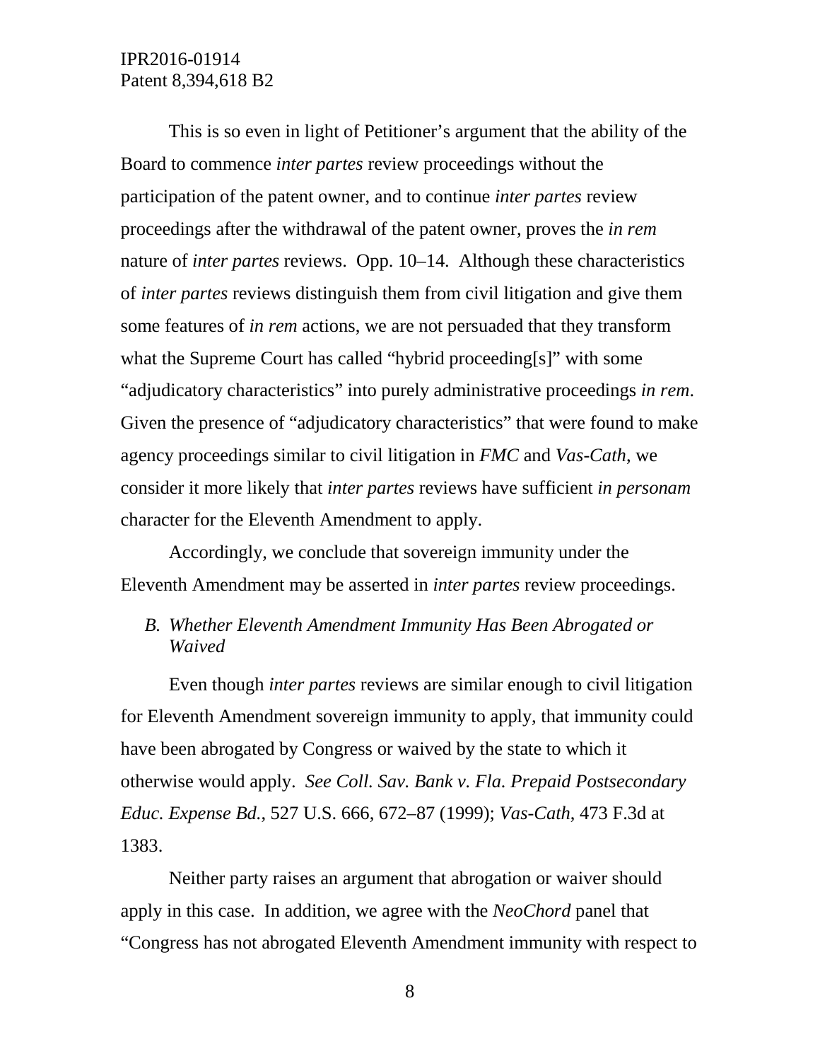This is so even in light of Petitioner's argument that the ability of the Board to commence *inter partes* review proceedings without the participation of the patent owner, and to continue *inter partes* review proceedings after the withdrawal of the patent owner, proves the *in rem* nature of *inter partes* reviews. Opp. 10–14. Although these characteristics of *inter partes* reviews distinguish them from civil litigation and give them some features of *in rem* actions, we are not persuaded that they transform what the Supreme Court has called "hybrid proceeding[s]" with some "adjudicatory characteristics" into purely administrative proceedings *in rem*. Given the presence of "adjudicatory characteristics" that were found to make agency proceedings similar to civil litigation in *FMC* and *Vas-Cath*, we consider it more likely that *inter partes* reviews have sufficient *in personam* character for the Eleventh Amendment to apply.

Accordingly, we conclude that sovereign immunity under the Eleventh Amendment may be asserted in *inter partes* review proceedings.

### *B. Whether Eleventh Amendment Immunity Has Been Abrogated or Waived*

Even though *inter partes* reviews are similar enough to civil litigation for Eleventh Amendment sovereign immunity to apply, that immunity could have been abrogated by Congress or waived by the state to which it otherwise would apply. *See Coll. Sav. Bank v. Fla. Prepaid Postsecondary Educ. Expense Bd.*, 527 U.S. 666, 672–87 (1999); *Vas-Cath*, 473 F.3d at 1383.

Neither party raises an argument that abrogation or waiver should apply in this case. In addition, we agree with the *NeoChord* panel that "Congress has not abrogated Eleventh Amendment immunity with respect to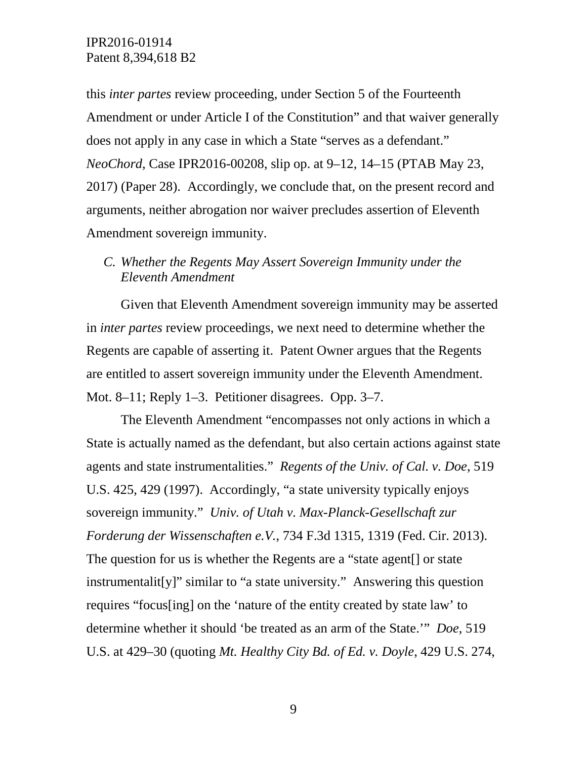this *inter partes* review proceeding, under Section 5 of the Fourteenth Amendment or under Article I of the Constitution" and that waiver generally does not apply in any case in which a State "serves as a defendant." *NeoChord*, Case IPR2016-00208, slip op. at 9–12, 14–15 (PTAB May 23, 2017) (Paper 28). Accordingly, we conclude that, on the present record and arguments, neither abrogation nor waiver precludes assertion of Eleventh Amendment sovereign immunity.

### *C. Whether the Regents May Assert Sovereign Immunity under the Eleventh Amendment*

Given that Eleventh Amendment sovereign immunity may be asserted in *inter partes* review proceedings, we next need to determine whether the Regents are capable of asserting it. Patent Owner argues that the Regents are entitled to assert sovereign immunity under the Eleventh Amendment. Mot. 8–11; Reply 1–3. Petitioner disagrees. Opp. 3–7.

The Eleventh Amendment "encompasses not only actions in which a State is actually named as the defendant, but also certain actions against state agents and state instrumentalities." *Regents of the Univ. of Cal. v. Doe*, 519 U.S. 425, 429 (1997). Accordingly, "a state university typically enjoys sovereign immunity." *Univ. of Utah v. Max-Planck-Gesellschaft zur Forderung der Wissenschaften e.V.*, 734 F.3d 1315, 1319 (Fed. Cir. 2013). The question for us is whether the Regents are a "state agent[] or state instrumentalit[y]" similar to "a state university." Answering this question requires "focus[ing] on the 'nature of the entity created by state law' to determine whether it should 'be treated as an arm of the State.'" *Doe*, 519 U.S. at 429–30 (quoting *Mt. Healthy City Bd. of Ed. v. Doyle*, 429 U.S. 274,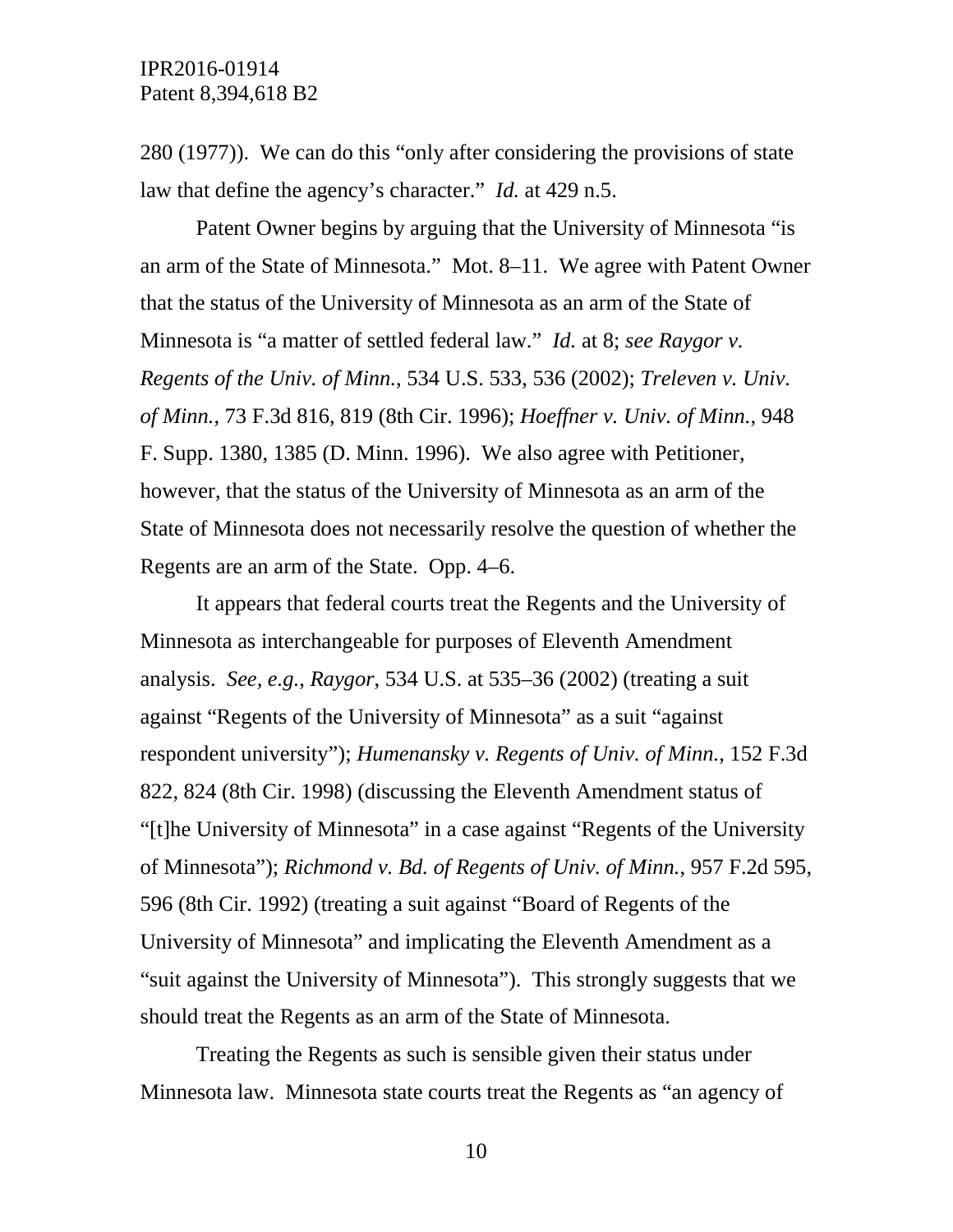280 (1977)). We can do this "only after considering the provisions of state law that define the agency's character." *Id.* at 429 n.5.

Patent Owner begins by arguing that the University of Minnesota "is an arm of the State of Minnesota." Mot. 8–11. We agree with Patent Owner that the status of the University of Minnesota as an arm of the State of Minnesota is "a matter of settled federal law." *Id.* at 8; *see Raygor v. Regents of the Univ. of Minn.*, 534 U.S. 533, 536 (2002); *Treleven v. Univ. of Minn.*, 73 F.3d 816, 819 (8th Cir. 1996); *Hoeffner v. Univ. of Minn.*, 948 F. Supp. 1380, 1385 (D. Minn. 1996). We also agree with Petitioner, however, that the status of the University of Minnesota as an arm of the State of Minnesota does not necessarily resolve the question of whether the Regents are an arm of the State. Opp. 4–6.

It appears that federal courts treat the Regents and the University of Minnesota as interchangeable for purposes of Eleventh Amendment analysis. *See, e.g.*, *Raygor*, 534 U.S. at 535–36 (2002) (treating a suit against "Regents of the University of Minnesota" as a suit "against respondent university"); *Humenansky v. Regents of Univ. of Minn.*, 152 F.3d 822, 824 (8th Cir. 1998) (discussing the Eleventh Amendment status of "[t]he University of Minnesota" in a case against "Regents of the University of Minnesota"); *Richmond v. Bd. of Regents of Univ. of Minn.*, 957 F.2d 595, 596 (8th Cir. 1992) (treating a suit against "Board of Regents of the University of Minnesota" and implicating the Eleventh Amendment as a "suit against the University of Minnesota"). This strongly suggests that we should treat the Regents as an arm of the State of Minnesota.

Treating the Regents as such is sensible given their status under Minnesota law. Minnesota state courts treat the Regents as "an agency of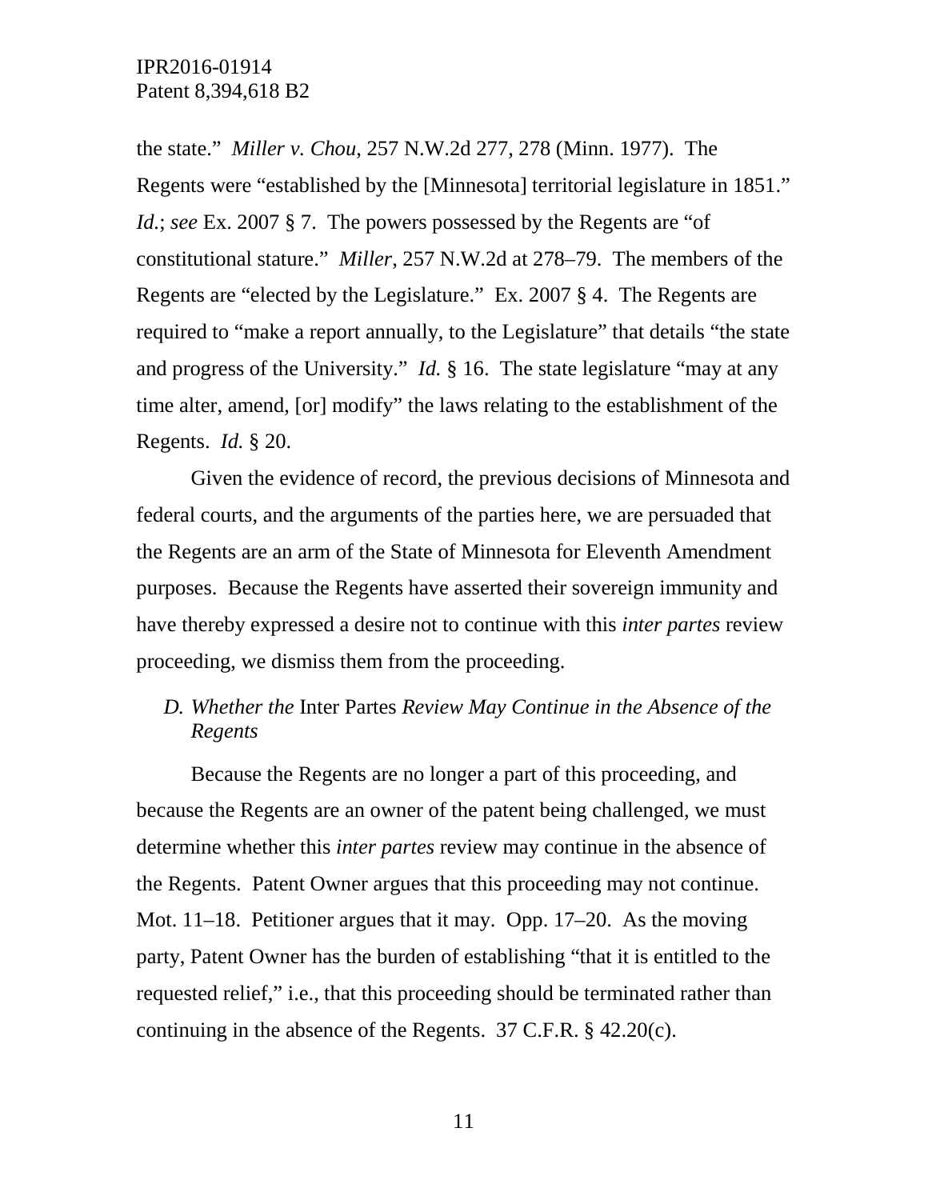the state." *Miller v. Chou*, 257 N.W.2d 277, 278 (Minn. 1977). The Regents were "established by the [Minnesota] territorial legislature in 1851." *Id.*; *see* Ex. 2007 § 7. The powers possessed by the Regents are "of constitutional stature." *Miller*, 257 N.W.2d at 278–79. The members of the Regents are "elected by the Legislature." Ex. 2007 § 4. The Regents are required to "make a report annually, to the Legislature" that details "the state and progress of the University." *Id.* § 16. The state legislature "may at any time alter, amend, [or] modify" the laws relating to the establishment of the Regents. *Id.* § 20.

Given the evidence of record, the previous decisions of Minnesota and federal courts, and the arguments of the parties here, we are persuaded that the Regents are an arm of the State of Minnesota for Eleventh Amendment purposes. Because the Regents have asserted their sovereign immunity and have thereby expressed a desire not to continue with this *inter partes* review proceeding, we dismiss them from the proceeding.

### *D. Whether the* Inter Partes *Review May Continue in the Absence of the Regents*

Because the Regents are no longer a part of this proceeding, and because the Regents are an owner of the patent being challenged, we must determine whether this *inter partes* review may continue in the absence of the Regents. Patent Owner argues that this proceeding may not continue. Mot. 11–18. Petitioner argues that it may. Opp. 17–20. As the moving party, Patent Owner has the burden of establishing "that it is entitled to the requested relief," i.e., that this proceeding should be terminated rather than continuing in the absence of the Regents. 37 C.F.R. § 42.20(c).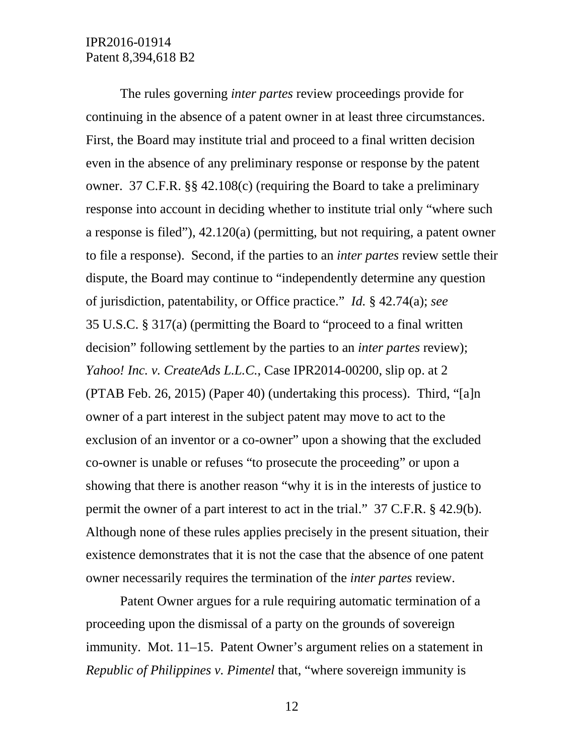The rules governing *inter partes* review proceedings provide for continuing in the absence of a patent owner in at least three circumstances. First, the Board may institute trial and proceed to a final written decision even in the absence of any preliminary response or response by the patent owner. 37 C.F.R. §§ 42.108(c) (requiring the Board to take a preliminary response into account in deciding whether to institute trial only "where such a response is filed"), 42.120(a) (permitting, but not requiring, a patent owner to file a response). Second, if the parties to an *inter partes* review settle their dispute, the Board may continue to "independently determine any question of jurisdiction, patentability, or Office practice." *Id.* § 42.74(a); *see* 35 U.S.C. § 317(a) (permitting the Board to "proceed to a final written decision" following settlement by the parties to an *inter partes* review); *Yahoo! Inc. v. CreateAds L.L.C.*, Case IPR2014-00200, slip op. at 2 (PTAB Feb. 26, 2015) (Paper 40) (undertaking this process). Third, "[a]n owner of a part interest in the subject patent may move to act to the exclusion of an inventor or a co-owner" upon a showing that the excluded co-owner is unable or refuses "to prosecute the proceeding" or upon a showing that there is another reason "why it is in the interests of justice to permit the owner of a part interest to act in the trial." 37 C.F.R. § 42.9(b). Although none of these rules applies precisely in the present situation, their existence demonstrates that it is not the case that the absence of one patent owner necessarily requires the termination of the *inter partes* review.

Patent Owner argues for a rule requiring automatic termination of a proceeding upon the dismissal of a party on the grounds of sovereign immunity. Mot. 11–15. Patent Owner's argument relies on a statement in *Republic of Philippines v. Pimentel* that, "where sovereign immunity is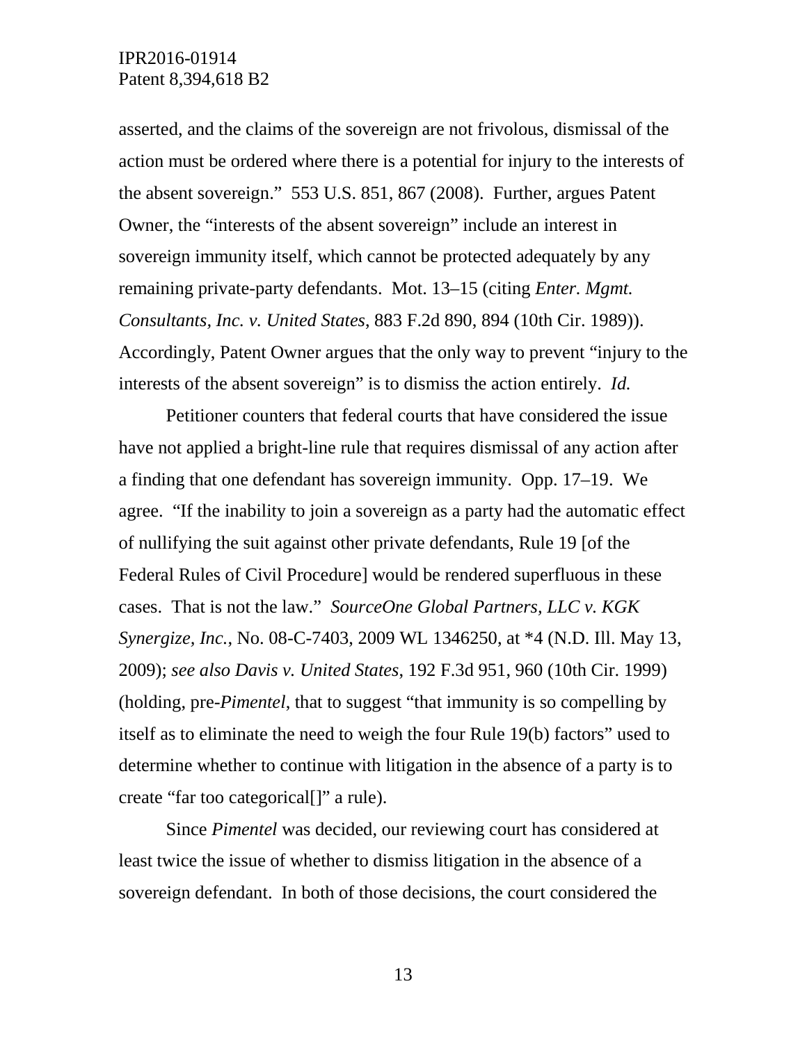asserted, and the claims of the sovereign are not frivolous, dismissal of the action must be ordered where there is a potential for injury to the interests of the absent sovereign." 553 U.S. 851, 867 (2008). Further, argues Patent Owner, the "interests of the absent sovereign" include an interest in sovereign immunity itself, which cannot be protected adequately by any remaining private-party defendants. Mot. 13–15 (citing *Enter. Mgmt. Consultants, Inc. v. United States*, 883 F.2d 890, 894 (10th Cir. 1989)). Accordingly, Patent Owner argues that the only way to prevent "injury to the interests of the absent sovereign" is to dismiss the action entirely. *Id.*

Petitioner counters that federal courts that have considered the issue have not applied a bright-line rule that requires dismissal of any action after a finding that one defendant has sovereign immunity. Opp. 17–19. We agree. "If the inability to join a sovereign as a party had the automatic effect of nullifying the suit against other private defendants, Rule 19 [of the Federal Rules of Civil Procedure] would be rendered superfluous in these cases. That is not the law." *SourceOne Global Partners, LLC v. KGK Synergize, Inc.*, No. 08-C-7403, 2009 WL 1346250, at *4 (N.D. Ill. May 13, 2009); *see also Davis v. United States*, 192 F.3d 951, 960 (10th Cir. 1999) (holding, pre-*Pimentel*, that to suggest "that immunity is so compelling by itself as to eliminate the need to weigh the four Rule 19(b) factors" used to determine whether to continue with litigation in the absence of a party is to create "far too categorical[]" a rule).

Since *Pimentel* was decided, our reviewing court has considered at least twice the issue of whether to dismiss litigation in the absence of a sovereign defendant. In both of those decisions, the court considered the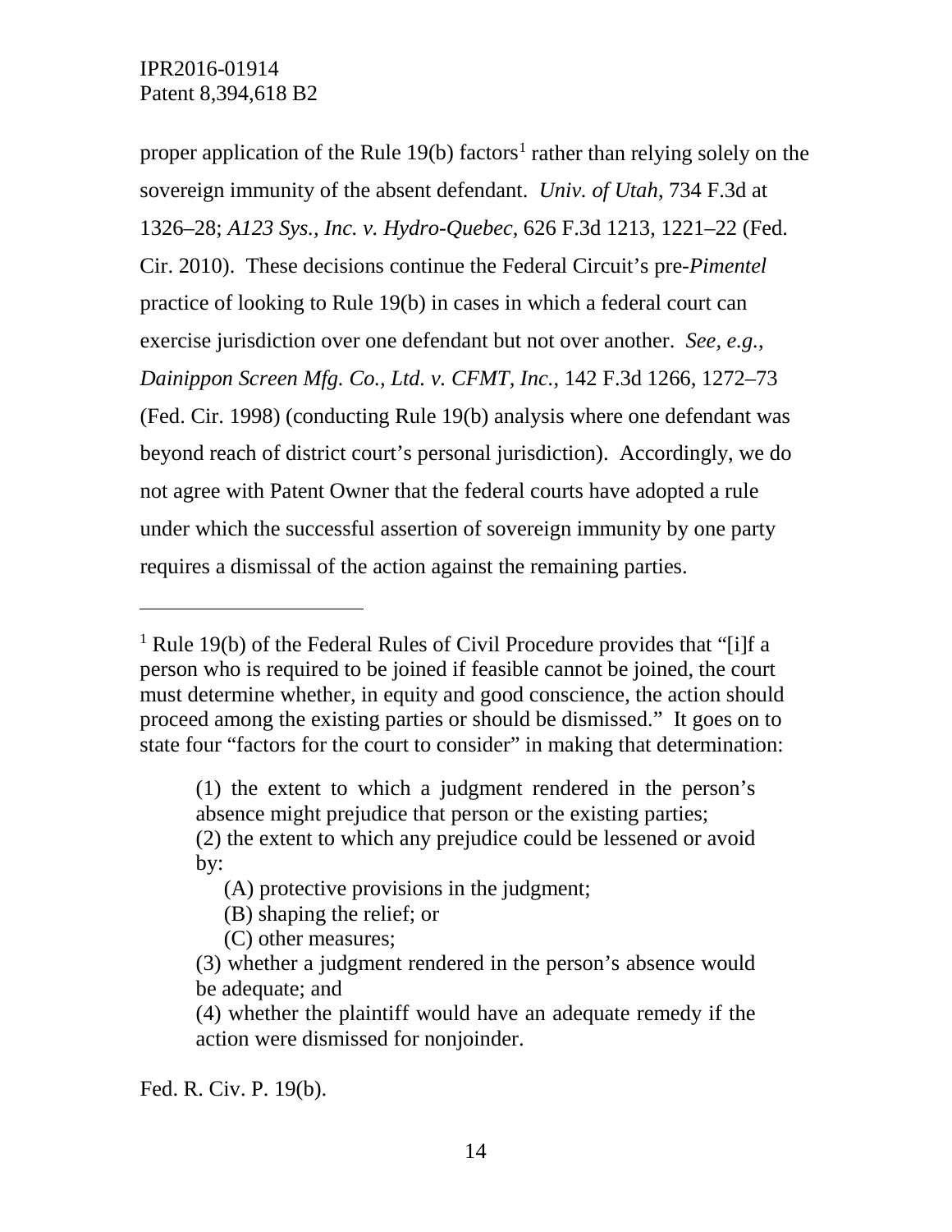proper application of the Rule 19(b) factors[1] rather than relying solely on the sovereign immunity of the absent defendant. *Univ. of Utah*, 734 F.3d at 1326–28; *A123 Sys., Inc. v. Hydro-Quebec*, 626 F.3d 1213, 1221–22 (Fed. Cir. 2010). These decisions continue the Federal Circuit's pre-*Pimentel* practice of looking to Rule 19(b) in cases in which a federal court can exercise jurisdiction over one defendant but not over another. *See, e.g.*, *Dainippon Screen Mfg. Co., Ltd. v. CFMT, Inc.*, 142 F.3d 1266, 1272–73 (Fed. Cir. 1998) (conducting Rule 19(b) analysis where one defendant was beyond reach of district court's personal jurisdiction). Accordingly, we do not agree with Patent Owner that the federal courts have adopted a rule under which the successful assertion of sovereign immunity by one party requires a dismissal of the action against the remaining parties.

---

[1] Rule 19(b) of the Federal Rules of Civil Procedure provides that "[i]f a person who is required to be joined if feasible cannot be joined, the court must determine whether, in equity and good conscience, the action should proceed among the existing parties or should be dismissed." It goes on to state four "factors for the court to consider" in making that determination:

> (1) the extent to which a judgment rendered in the person's absence might prejudice that person or the existing parties;
> (2) the extent to which any prejudice could be lessened or avoid by:
> (A) protective provisions in the judgment;
> (B) shaping the relief; or
> (C) other measures;
> (3) whether a judgment rendered in the person's absence would be adequate; and
> (4) whether the plaintiff would have an adequate remedy if the action were dismissed for nonjoinder.

Fed. R. Civ. P. 19(b).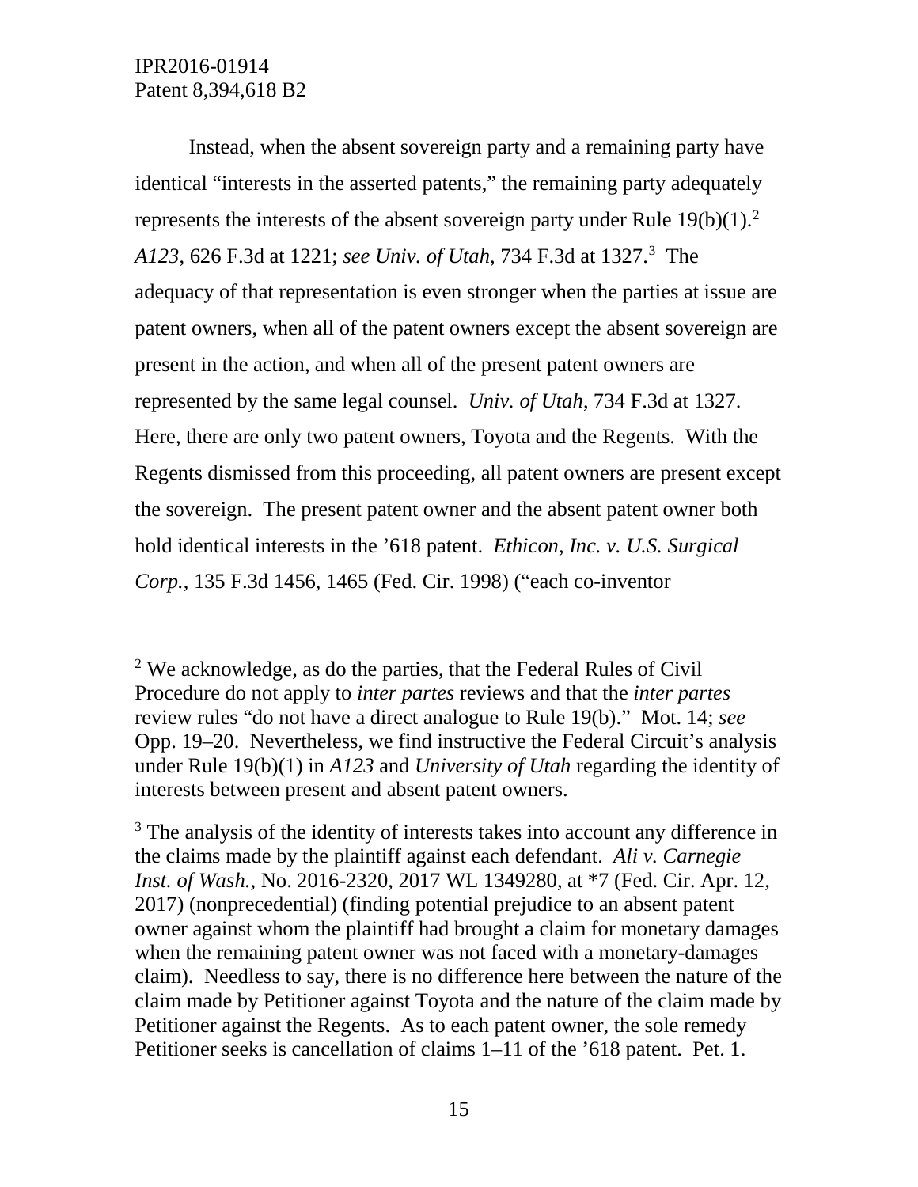Instead, when the absent sovereign party and a remaining party have identical "interests in the asserted patents," the remaining party adequately represents the interests of the absent sovereign party under Rule 19(b)(1).[2] *A123*, 626 F.3d at 1221; *see Univ. of Utah*, 734 F.3d at 1327.[3] The adequacy of that representation is even stronger when the parties at issue are patent owners, when all of the patent owners except the absent sovereign are present in the action, and when all of the present patent owners are represented by the same legal counsel. *Univ. of Utah*, 734 F.3d at 1327. Here, there are only two patent owners, Toyota and the Regents. With the Regents dismissed from this proceeding, all patent owners are present except the sovereign. The present patent owner and the absent patent owner both hold identical interests in the '618 patent. *Ethicon, Inc. v. U.S. Surgical Corp.*, 135 F.3d 1456, 1465 (Fed. Cir. 1998) ("each co-inventor

---

[2] We acknowledge, as do the parties, that the Federal Rules of Civil Procedure do not apply to *inter partes* reviews and that the *inter partes* review rules "do not have a direct analogue to Rule 19(b)." Mot. 14; *see* Opp. 19–20. Nevertheless, we find instructive the Federal Circuit's analysis under Rule 19(b)(1) in *A123* and *University of Utah* regarding the identity of interests between present and absent patent owners.

[3] The analysis of the identity of interests takes into account any difference in the claims made by the plaintiff against each defendant. *Ali v. Carnegie Inst. of Wash.*, No. 2016-2320, 2017 WL 1349280, at *7 (Fed. Cir. Apr. 12, 2017) (nonprecedential) (finding potential prejudice to an absent patent owner against whom the plaintiff had brought a claim for monetary damages when the remaining patent owner was not faced with a monetary-damages claim). Needless to say, there is no difference here between the nature of the claim made by Petitioner against Toyota and the nature of the claim made by Petitioner against the Regents. As to each patent owner, the sole remedy Petitioner seeks is cancellation of claims 1–11 of the '618 patent. Pet. 1.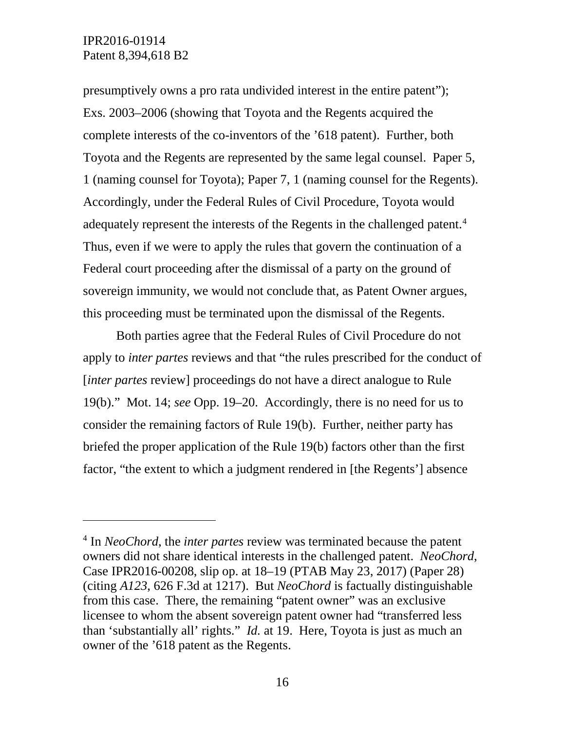presumptively owns a pro rata undivided interest in the entire patent"); Exs. 2003–2006 (showing that Toyota and the Regents acquired the complete interests of the co-inventors of the '618 patent). Further, both Toyota and the Regents are represented by the same legal counsel. Paper 5, 1 (naming counsel for Toyota); Paper 7, 1 (naming counsel for the Regents). Accordingly, under the Federal Rules of Civil Procedure, Toyota would adequately represent the interests of the Regents in the challenged patent.[4] Thus, even if we were to apply the rules that govern the continuation of a Federal court proceeding after the dismissal of a party on the ground of sovereign immunity, we would not conclude that, as Patent Owner argues, this proceeding must be terminated upon the dismissal of the Regents.

Both parties agree that the Federal Rules of Civil Procedure do not apply to *inter partes* reviews and that "the rules prescribed for the conduct of [*inter partes* review] proceedings do not have a direct analogue to Rule 19(b)." Mot. 14; *see* Opp. 19–20. Accordingly, there is no need for us to consider the remaining factors of Rule 19(b). Further, neither party has briefed the proper application of the Rule 19(b) factors other than the first factor, "the extent to which a judgment rendered in [the Regents'] absence

---

[4] In *NeoChord*, the *inter partes* review was terminated because the patent owners did not share identical interests in the challenged patent. *NeoChord*, Case IPR2016-00208, slip op. at 18–19 (PTAB May 23, 2017) (Paper 28) (citing *A123*, 626 F.3d at 1217). But *NeoChord* is factually distinguishable from this case. There, the remaining "patent owner" was an exclusive licensee to whom the absent sovereign patent owner had "transferred less than 'substantially all' rights." *Id.* at 19. Here, Toyota is just as much an owner of the '618 patent as the Regents.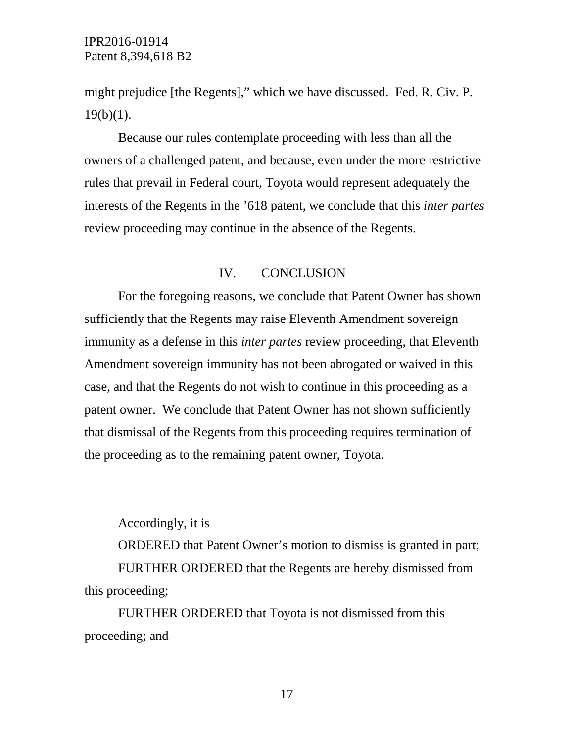might prejudice [the Regents]," which we have discussed. Fed. R. Civ. P. 19(b)(1).

Because our rules contemplate proceeding with less than all the owners of a challenged patent, and because, even under the more restrictive rules that prevail in Federal court, Toyota would represent adequately the interests of the Regents in the '618 patent, we conclude that this *inter partes* review proceeding may continue in the absence of the Regents.

## IV. CONCLUSION

For the foregoing reasons, we conclude that Patent Owner has shown sufficiently that the Regents may raise Eleventh Amendment sovereign immunity as a defense in this *inter partes* review proceeding, that Eleventh Amendment sovereign immunity has not been abrogated or waived in this case, and that the Regents do not wish to continue in this proceeding as a patent owner. We conclude that Patent Owner has not shown sufficiently that dismissal of the Regents from this proceeding requires termination of the proceeding as to the remaining patent owner, Toyota.

Accordingly, it is

ORDERED that Patent Owner's motion to dismiss is granted in part;

FURTHER ORDERED that the Regents are hereby dismissed from this proceeding;

FURTHER ORDERED that Toyota is not dismissed from this proceeding; and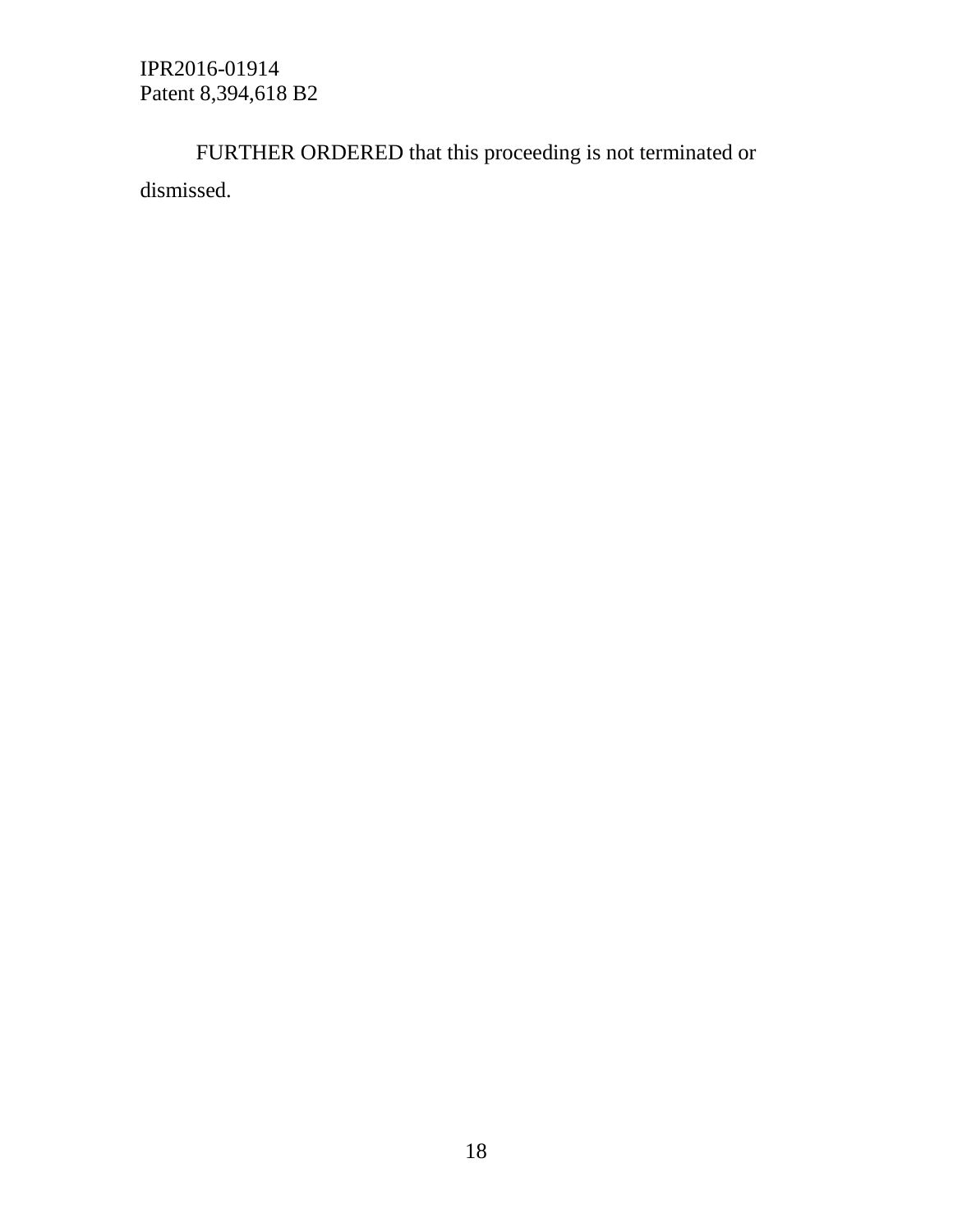FURTHER ORDERED that this proceeding is not terminated or dismissed.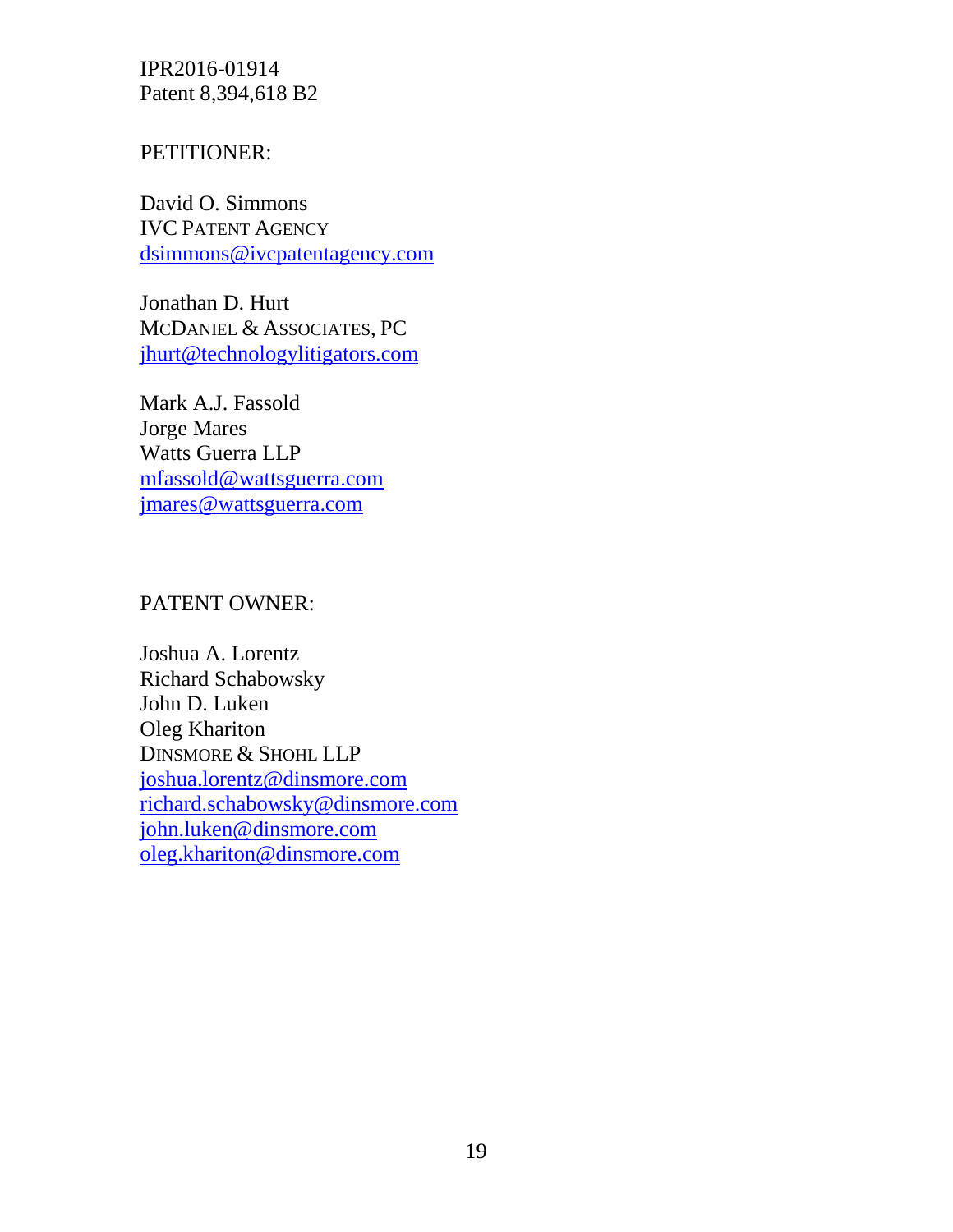IPR2016-01914
Patent 8,394,618 B2

PETITIONER:

David O. Simmons
IVC PATENT AGENCY
dsimmons@ivcpatentagency.com

Jonathan D. Hurt
MCDANIEL & ASSOCIATES, PC
jhurt@technologylitigators.com

Mark A.J. Fassold
Jorge Mares
Watts Guerra LLP
mfassold@wattsguerra.com
jmares@wattsguerra.com

PATENT OWNER:

Joshua A. Lorentz
Richard Schabowsky
John D. Luken
Oleg Khariton
DINSMORE & SHOHL LLP
joshua.lorentz@dinsmore.com
richard.schabowsky@dinsmore.com
john.luken@dinsmore.com
oleg.khariton@dinsmore.com